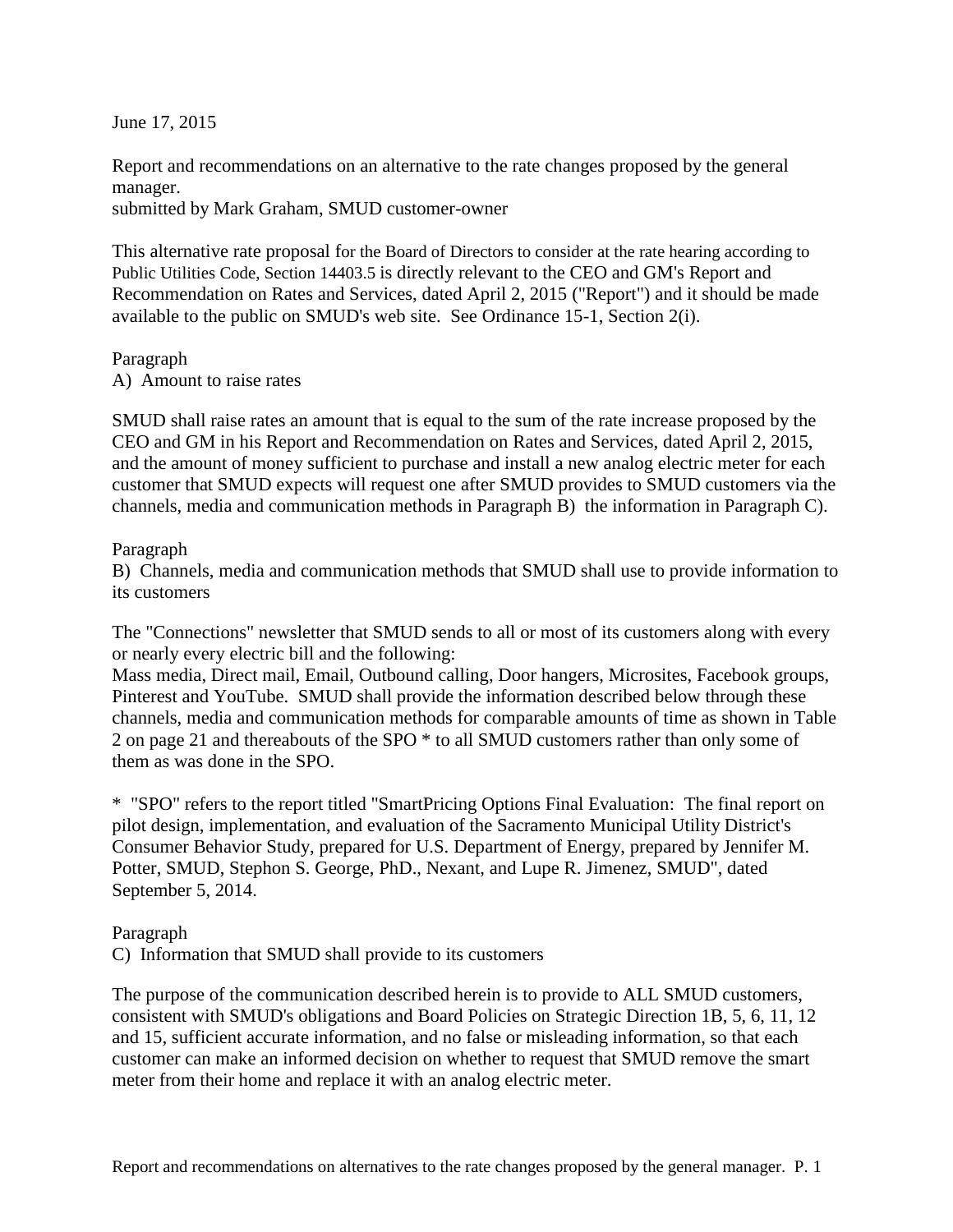June 17, 2015

Report and recommendations on an alternative to the rate changes proposed by the general manager.
submitted by Mark Graham, SMUD customer-owner

This alternative rate proposal for the Board of Directors to consider at the rate hearing according to Public Utilities Code, Section 14403.5 is directly relevant to the CEO and GM's Report and Recommendation on Rates and Services, dated April 2, 2015 ("Report") and it should be made available to the public on SMUD's web site. See Ordinance 15-1, Section 2(i).

Paragraph
A) Amount to raise rates

SMUD shall raise rates an amount that is equal to the sum of the rate increase proposed by the CEO and GM in his Report and Recommendation on Rates and Services, dated April 2, 2015, and the amount of money sufficient to purchase and install a new analog electric meter for each customer that SMUD expects will request one after SMUD provides to SMUD customers via the channels, media and communication methods in Paragraph B) the information in Paragraph C).

Paragraph
B) Channels, media and communication methods that SMUD shall use to provide information to its customers

The "Connections" newsletter that SMUD sends to all or most of its customers along with every or nearly every electric bill and the following:
Mass media, Direct mail, Email, Outbound calling, Door hangers, Microsites, Facebook groups, Pinterest and YouTube. SMUD shall provide the information described below through these channels, media and communication methods for comparable amounts of time as shown in Table 2 on page 21 and thereabouts of the SPO * to all SMUD customers rather than only some of them as was done in the SPO.

* "SPO" refers to the report titled "SmartPricing Options Final Evaluation: The final report on pilot design, implementation, and evaluation of the Sacramento Municipal Utility District's Consumer Behavior Study, prepared for U.S. Department of Energy, prepared by Jennifer M. Potter, SMUD, Stephon S. George, PhD., Nexant, and Lupe R. Jimenez, SMUD", dated September 5, 2014.

Paragraph
C) Information that SMUD shall provide to its customers

The purpose of the communication described herein is to provide to ALL SMUD customers, consistent with SMUD's obligations and Board Policies on Strategic Direction 1B, 5, 6, 11, 12 and 15, sufficient accurate information, and no false or misleading information, so that each customer can make an informed decision on whether to request that SMUD remove the smart meter from their home and replace it with an analog electric meter.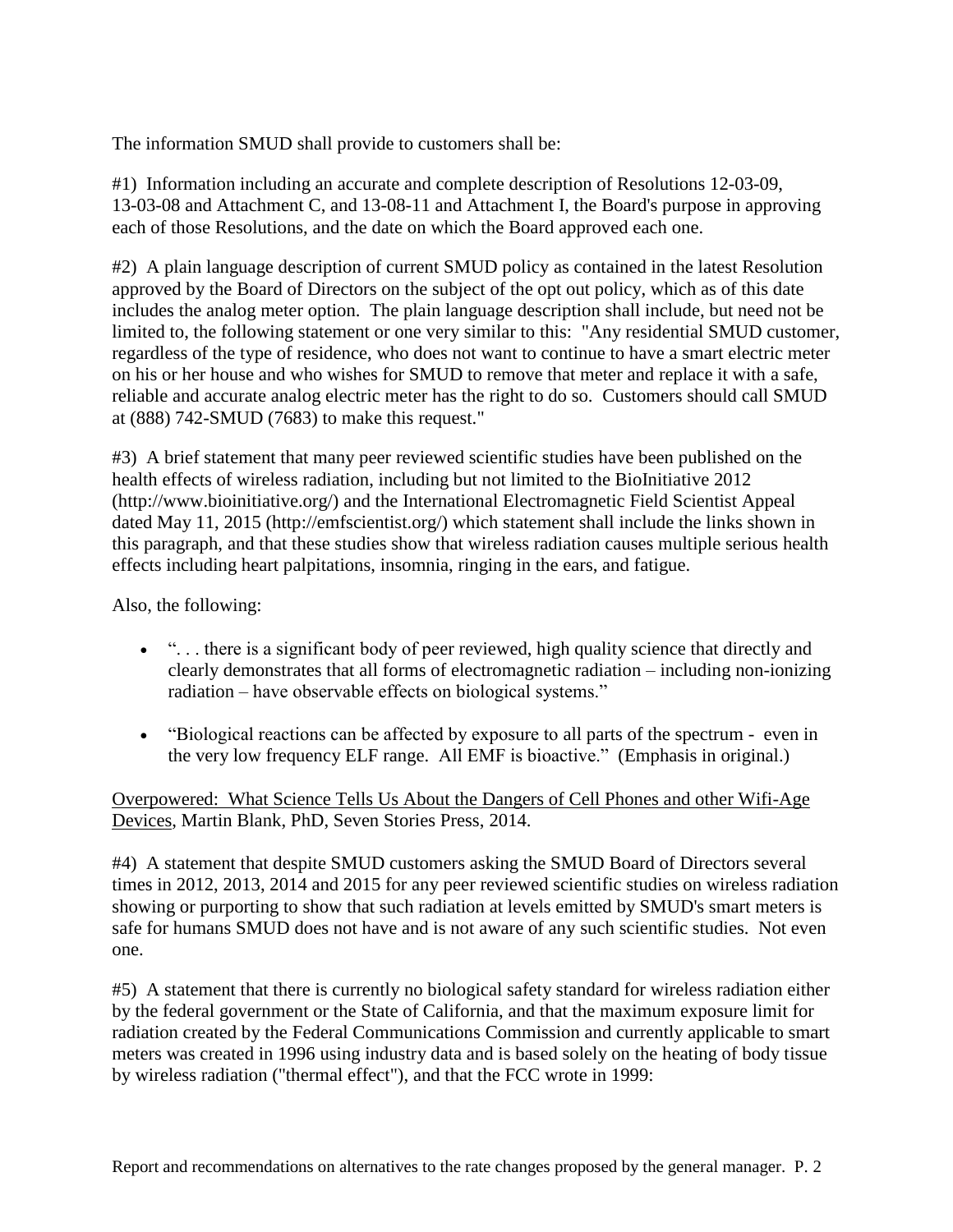The information SMUD shall provide to customers shall be:

#1) Information including an accurate and complete description of Resolutions 12-03-09, 13-03-08 and Attachment C, and 13-08-11 and Attachment I, the Board's purpose in approving each of those Resolutions, and the date on which the Board approved each one.

#2) A plain language description of current SMUD policy as contained in the latest Resolution approved by the Board of Directors on the subject of the opt out policy, which as of this date includes the analog meter option. The plain language description shall include, but need not be limited to, the following statement or one very similar to this: "Any residential SMUD customer, regardless of the type of residence, who does not want to continue to have a smart electric meter on his or her house and who wishes for SMUD to remove that meter and replace it with a safe, reliable and accurate analog electric meter has the right to do so. Customers should call SMUD at (888) 742-SMUD (7683) to make this request."

#3) A brief statement that many peer reviewed scientific studies have been published on the health effects of wireless radiation, including but not limited to the BioInitiative 2012 (http://www.bioinitiative.org/) and the International Electromagnetic Field Scientist Appeal dated May 11, 2015 (http://emfscientist.org/) which statement shall include the links shown in this paragraph, and that these studies show that wireless radiation causes multiple serious health effects including heart palpitations, insomnia, ringing in the ears, and fatigue.

Also, the following:

- ". . . there is a significant body of peer reviewed, high quality science that directly and clearly demonstrates that all forms of electromagnetic radiation – including non-ionizing radiation – have observable effects on biological systems."
- "Biological reactions can be affected by exposure to all parts of the spectrum - even in the very low frequency ELF range. All EMF is bioactive." (Emphasis in original.)

<u>Overpowered: What Science Tells Us About the Dangers of Cell Phones and other Wifi-Age Devices</u>, Martin Blank, PhD, Seven Stories Press, 2014.

#4) A statement that despite SMUD customers asking the SMUD Board of Directors several times in 2012, 2013, 2014 and 2015 for any peer reviewed scientific studies on wireless radiation showing or purporting to show that such radiation at levels emitted by SMUD's smart meters is safe for humans SMUD does not have and is not aware of any such scientific studies. Not even one.

#5) A statement that there is currently no biological safety standard for wireless radiation either by the federal government or the State of California, and that the maximum exposure limit for radiation created by the Federal Communications Commission and currently applicable to smart meters was created in 1996 using industry data and is based solely on the heating of body tissue by wireless radiation ("thermal effect"), and that the FCC wrote in 1999: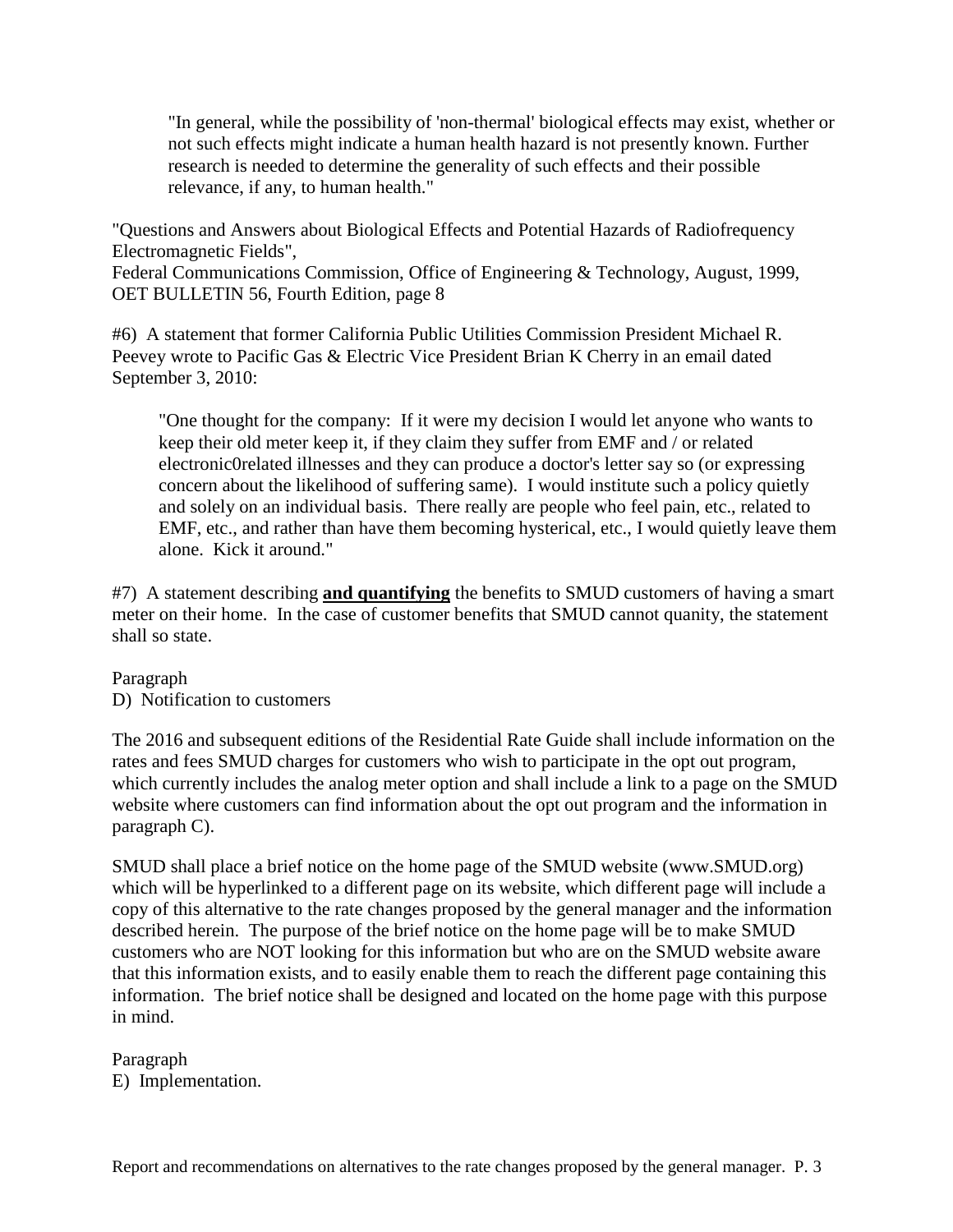> "In general, while the possibility of 'non-thermal' biological effects may exist, whether or not such effects might indicate a human health hazard is not presently known. Further research is needed to determine the generality of such effects and their possible relevance, if any, to human health."

"Questions and Answers about Biological Effects and Potential Hazards of Radiofrequency Electromagnetic Fields",
Federal Communications Commission, Office of Engineering & Technology, August, 1999, OET BULLETIN 56, Fourth Edition, page 8

#6) A statement that former California Public Utilities Commission President Michael R. Peevey wrote to Pacific Gas & Electric Vice President Brian K Cherry in an email dated September 3, 2010:

> "One thought for the company: If it were my decision I would let anyone who wants to keep their old meter keep it, if they claim they suffer from EMF and / or related electronic0related illnesses and they can produce a doctor's letter say so (or expressing concern about the likelihood of suffering same). I would institute such a policy quietly and solely on an individual basis. There really are people who feel pain, etc., related to EMF, etc., and rather than have them becoming hysterical, etc., I would quietly leave them alone. Kick it around."

#7) A statement describing **<u>and quantifying</u>** the benefits to SMUD customers of having a smart meter on their home. In the case of customer benefits that SMUD cannot quanity, the statement shall so state.

Paragraph
D) Notification to customers

The 2016 and subsequent editions of the Residential Rate Guide shall include information on the rates and fees SMUD charges for customers who wish to participate in the opt out program, which currently includes the analog meter option and shall include a link to a page on the SMUD website where customers can find information about the opt out program and the information in paragraph C).

SMUD shall place a brief notice on the home page of the SMUD website (www.SMUD.org) which will be hyperlinked to a different page on its website, which different page will include a copy of this alternative to the rate changes proposed by the general manager and the information described herein. The purpose of the brief notice on the home page will be to make SMUD customers who are NOT looking for this information but who are on the SMUD website aware that this information exists, and to easily enable them to reach the different page containing this information. The brief notice shall be designed and located on the home page with this purpose in mind.

Paragraph
E) Implementation.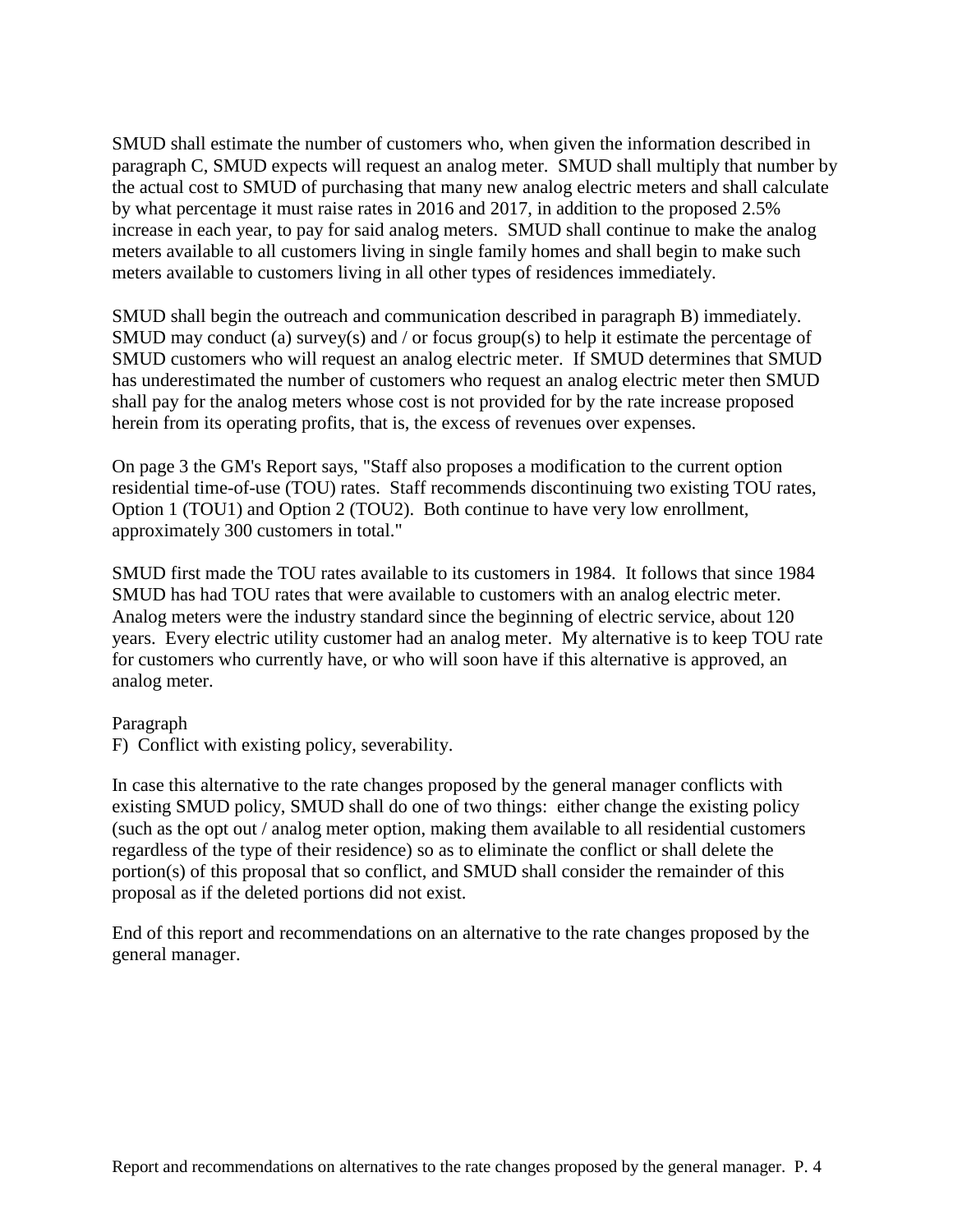SMUD shall estimate the number of customers who, when given the information described in paragraph C, SMUD expects will request an analog meter. SMUD shall multiply that number by the actual cost to SMUD of purchasing that many new analog electric meters and shall calculate by what percentage it must raise rates in 2016 and 2017, in addition to the proposed 2.5% increase in each year, to pay for said analog meters. SMUD shall continue to make the analog meters available to all customers living in single family homes and shall begin to make such meters available to customers living in all other types of residences immediately.

SMUD shall begin the outreach and communication described in paragraph B) immediately. SMUD may conduct (a) survey(s) and / or focus group(s) to help it estimate the percentage of SMUD customers who will request an analog electric meter. If SMUD determines that SMUD has underestimated the number of customers who request an analog electric meter then SMUD shall pay for the analog meters whose cost is not provided for by the rate increase proposed herein from its operating profits, that is, the excess of revenues over expenses.

On page 3 the GM's Report says, "Staff also proposes a modification to the current option residential time-of-use (TOU) rates. Staff recommends discontinuing two existing TOU rates, Option 1 (TOU1) and Option 2 (TOU2). Both continue to have very low enrollment, approximately 300 customers in total."

SMUD first made the TOU rates available to its customers in 1984. It follows that since 1984 SMUD has had TOU rates that were available to customers with an analog electric meter. Analog meters were the industry standard since the beginning of electric service, about 120 years. Every electric utility customer had an analog meter. My alternative is to keep TOU rate for customers who currently have, or who will soon have if this alternative is approved, an analog meter.

Paragraph
F) Conflict with existing policy, severability.

In case this alternative to the rate changes proposed by the general manager conflicts with existing SMUD policy, SMUD shall do one of two things: either change the existing policy (such as the opt out / analog meter option, making them available to all residential customers regardless of the type of their residence) so as to eliminate the conflict or shall delete the portion(s) of this proposal that so conflict, and SMUD shall consider the remainder of this proposal as if the deleted portions did not exist.

End of this report and recommendations on an alternative to the rate changes proposed by the general manager.